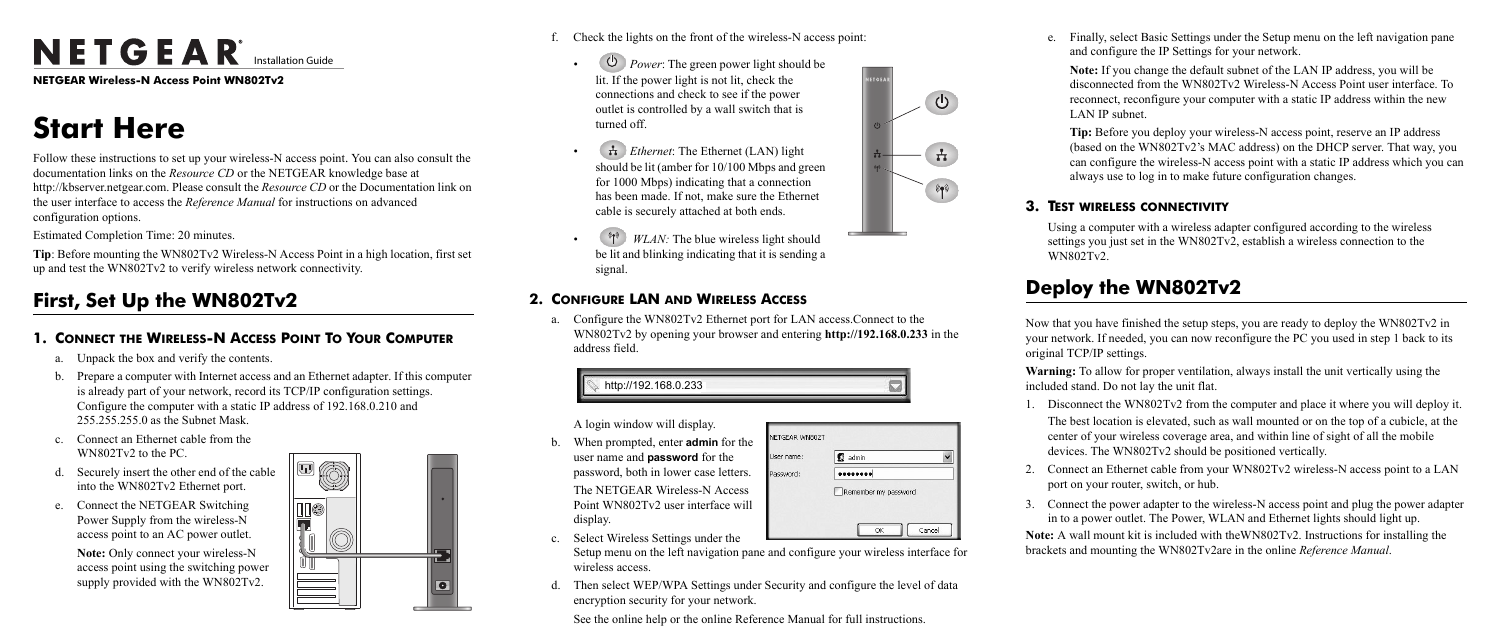# NETGEAR Installation Guide

**NETGEAR Wireless-N Access Point WN802Tv2**

# Start Here

Follow these instructions to set up your wireless-N access point. You can also consult the documentation links on the *Resource CD* or the NETGEAR knowledge base at http://kbserver.netgear.com. Please consult the *Resource CD* or the Documentation link on the user interface to access the *Reference Manual* for instructions on advanced configuration options.

Estimated Completion Time: 20 minutes.

**Tip**: Before mounting the WN802Tv2 Wireless-N Access Point in a high location, first set up and test the WN802Tv2 to verify wireless network connectivity.

## First, Set Up the WN802Tv2

### 1. Connect the Wireless-N Access Point To Your Computer

a. Unpack the box and verify the contents.

b. Prepare a computer with Internet access and an Ethernet adapter. If this computer is already part of your network, record its TCP/IP configuration settings. Configure the computer with a static IP address of 192.168.0.210 and 255.255.255.0 as the Subnet Mask.

c. Connect an Ethernet cable from the WN802Tv2 to the PC.

d. Securely insert the other end of the cable into the WN802Tv2 Ethernet port.

e. Connect the NETGEAR Switching Power Supply from the wireless-N access point to an AC power outlet.

**Note:** Only connect your wireless-N access point using the switching power supply provided with the WN802Tv2.

f. Check the lights on the front of the wireless-N access point:

- *Power*: The green power light should be lit. If the power light is not lit, check the connections and check to see if the power outlet is controlled by a wall switch that is turned off.
- *Ethernet*: The Ethernet (LAN) light should be lit (amber for 10/100 Mbps and green for 1000 Mbps) indicating that a connection has been made. If not, make sure the Ethernet cable is securely attached at both ends.
- *WLAN:* The blue wireless light should be lit and blinking indicating that it is sending a signal.

### 2. Configure LAN and Wireless Access

a. Configure the WN802Tv2 Ethernet port for LAN access.Connect to the WN802Tv2 by opening your browser and entering **http://192.168.0.233** in the address field.

http://192.168.0.233

A login window will display.

b. When prompted, enter **admin** for the user name and **password** for the password, both in lower case letters.

The NETGEAR Wireless-N Access Point WN802Tv2 user interface will display.

c. Select Wireless Settings under the Setup menu on the left navigation pane and configure your wireless interface for wireless access.

d. Then select WEP/WPA Settings under Security and configure the level of data encryption security for your network.

See the online help or the online Reference Manual for full instructions.

e. Finally, select Basic Settings under the Setup menu on the left navigation pane and configure the IP Settings for your network.

**Note:** If you change the default subnet of the LAN IP address, you will be disconnected from the WN802Tv2 Wireless-N Access Point user interface. To reconnect, reconfigure your computer with a static IP address within the new LAN IP subnet.

**Tip:** Before you deploy your wireless-N access point, reserve an IP address (based on the WN802Tv2's MAC address) on the DHCP server. That way, you can configure the wireless-N access point with a static IP address which you can always use to log in to make future configuration changes.

### 3. Test Wireless Connectivity

Using a computer with a wireless adapter configured according to the wireless settings you just set in the WN802Tv2, establish a wireless connection to the WN802Tv2.

## Deploy the WN802Tv2

Now that you have finished the setup steps, you are ready to deploy the WN802Tv2 in your network. If needed, you can now reconfigure the PC you used in step 1 back to its original TCP/IP settings.

**Warning:** To allow for proper ventilation, always install the unit vertically using the included stand. Do not lay the unit flat.

1. Disconnect the WN802Tv2 from the computer and place it where you will deploy it. The best location is elevated, such as wall mounted or on the top of a cubicle, at the center of your wireless coverage area, and within line of sight of all the mobile devices. The WN802Tv2 should be positioned vertically.
2. Connect an Ethernet cable from your WN802Tv2 wireless-N access point to a LAN port on your router, switch, or hub.
3. Connect the power adapter to the wireless-N access point and plug the power adapter in to a power outlet. The Power, WLAN and Ethernet lights should light up.

**Note:** A wall mount kit is included with theWN802Tv2. Instructions for installing the brackets and mounting the WN802Tv2are in the online *Reference Manual*.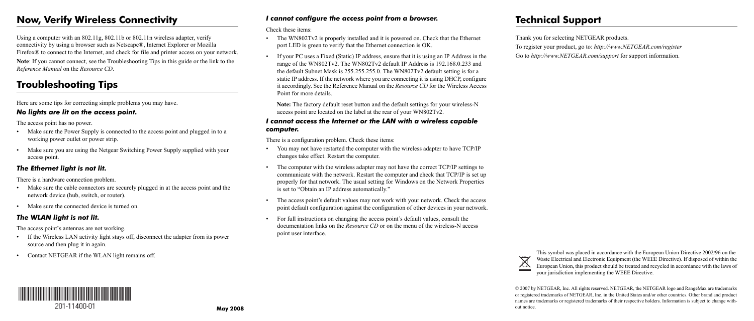## Now, Verify Wireless Connectivity

Using a computer with an 802.11g, 802.11b or 802.11n wireless adapter, verify connectivity by using a browser such as Netscape®, Internet Explorer or Mozilla Firefox® to connect to the Internet, and check for file and printer access on your network.

**Note**: If you cannot connect, see the Troubleshooting Tips in this guide or the link to the *Reference Manual* on the *Resource CD*.

## Troubleshooting Tips

Here are some tips for correcting simple problems you may have.

### *No lights are lit on the access point.*

The access point has no power.

- Make sure the Power Supply is connected to the access point and plugged in to a working power outlet or power strip.
- Make sure you are using the Netgear Switching Power Supply supplied with your access point.

### *The Ethernet light is not lit.*

There is a hardware connection problem.

- Make sure the cable connectors are securely plugged in at the access point and the network device (hub, switch, or router).
- Make sure the connected device is turned on.

### *The WLAN light is not lit.*

The access point's antennas are not working.

- If the Wireless LAN activity light stays off, disconnect the adapter from its power source and then plug it in again.
- Contact NETGEAR if the WLAN light remains off.

201-11400-01

### *I cannot configure the access point from a browser.*

Check these items:

- The WN802Tv2 is properly installed and it is powered on. Check that the Ethernet port LED is green to verify that the Ethernet connection is OK.
- If your PC uses a Fixed (Static) IP address, ensure that it is using an IP Address in the range of the WN802Tv2. The WN802Tv2 default IP Address is 192.168.0.233 and the default Subnet Mask is 255.255.255.0. The WN802Tv2 default setting is for a static IP address. If the network where you are connecting it is using DHCP, configure it accordingly. See the Reference Manual on the *Resource CD* for the Wireless Access Point for more details.

**Note:** The factory default reset button and the default settings for your wireless-N access point are located on the label at the rear of your WN802Tv2.

### *I cannot access the Internet or the LAN with a wireless capable computer.*

There is a configuration problem. Check these items:

- You may not have restarted the computer with the wireless adapter to have TCP/IP changes take effect. Restart the computer.
- The computer with the wireless adapter may not have the correct TCP/IP settings to communicate with the network. Restart the computer and check that TCP/IP is set up properly for that network. The usual setting for Windows on the Network Properties is set to "Obtain an IP address automatically."
- The access point's default values may not work with your network. Check the access point default configuration against the configuration of other devices in your network.
- For full instructions on changing the access point's default values, consult the documentation links on the *Resource CD* or on the menu of the wireless-N access point user interface.

**May 2008**

## Technical Support

Thank you for selecting NETGEAR products.

To register your product, go to: *http://www.NETGEAR.com/register*

Go to *http://www.NETGEAR.com/support* for support information.

This symbol was placed in accordance with the European Union Directive 2002/96 on the Waste Electrical and Electronic Equipment (the WEEE Directive). If disposed of within the European Union, this product should be treated and recycled in accordance with the laws of your jurisdiction implementing the WEEE Directive.

© 2007 by NETGEAR, Inc. All rights reserved. NETGEAR, the NETGEAR logo and RangeMax are trademarks or registered trademarks of NETGEAR, Inc. in the United States and/or other countries. Other brand and product names are trademarks or registered trademarks of their respective holders. Information is subject to change without notice.